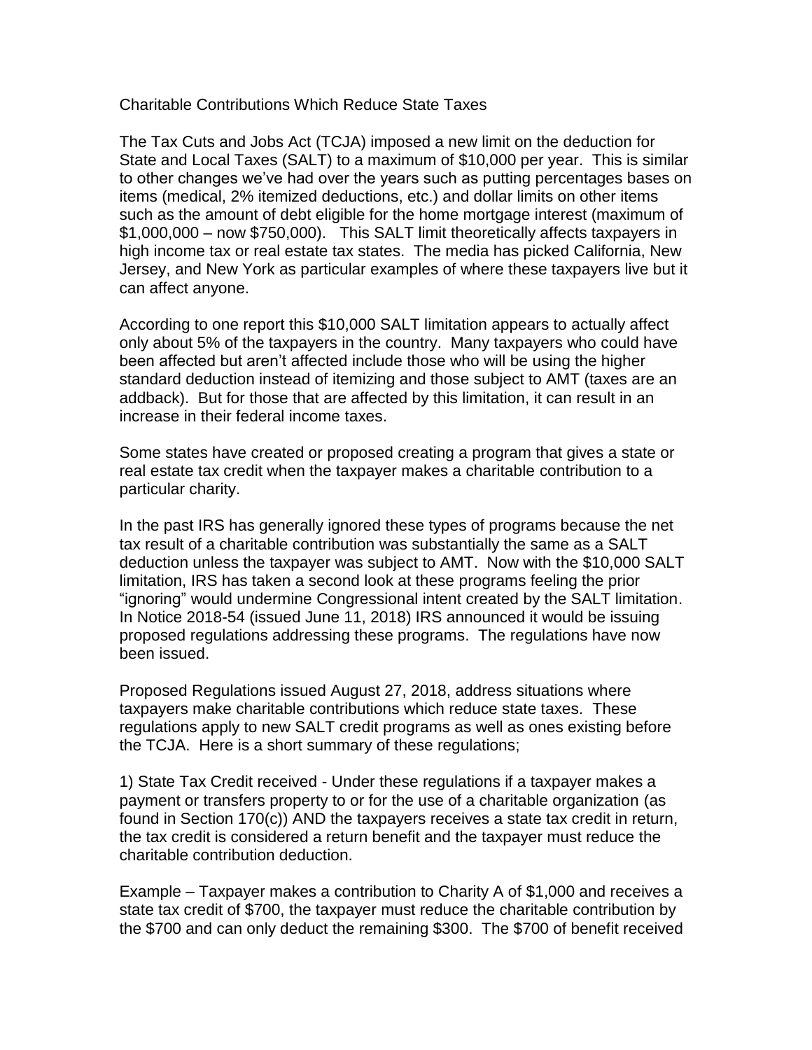# Charitable Contributions Which Reduce State Taxes

The Tax Cuts and Jobs Act (TCJA) imposed a new limit on the deduction for State and Local Taxes (SALT) to a maximum of $10,000 per year. This is similar to other changes we've had over the years such as putting percentages bases on items (medical, 2% itemized deductions, etc.) and dollar limits on other items such as the amount of debt eligible for the home mortgage interest (maximum of $1,000,000 – now $750,000). This SALT limit theoretically affects taxpayers in high income tax or real estate tax states. The media has picked California, New Jersey, and New York as particular examples of where these taxpayers live but it can affect anyone.

According to one report this $10,000 SALT limitation appears to actually affect only about 5% of the taxpayers in the country. Many taxpayers who could have been affected but aren't affected include those who will be using the higher standard deduction instead of itemizing and those subject to AMT (taxes are an addback). But for those that are affected by this limitation, it can result in an increase in their federal income taxes.

Some states have created or proposed creating a program that gives a state or real estate tax credit when the taxpayer makes a charitable contribution to a particular charity.

In the past IRS has generally ignored these types of programs because the net tax result of a charitable contribution was substantially the same as a SALT deduction unless the taxpayer was subject to AMT. Now with the $10,000 SALT limitation, IRS has taken a second look at these programs feeling the prior "ignoring" would undermine Congressional intent created by the SALT limitation. In Notice 2018-54 (issued June 11, 2018) IRS announced it would be issuing proposed regulations addressing these programs. The regulations have now been issued.

Proposed Regulations issued August 27, 2018, address situations where taxpayers make charitable contributions which reduce state taxes. These regulations apply to new SALT credit programs as well as ones existing before the TCJA. Here is a short summary of these regulations;

1) State Tax Credit received - Under these regulations if a taxpayer makes a payment or transfers property to or for the use of a charitable organization (as found in Section 170(c)) AND the taxpayers receives a state tax credit in return, the tax credit is considered a return benefit and the taxpayer must reduce the charitable contribution deduction.

Example – Taxpayer makes a contribution to Charity A of $1,000 and receives a state tax credit of $700, the taxpayer must reduce the charitable contribution by the $700 and can only deduct the remaining $300. The $700 of benefit received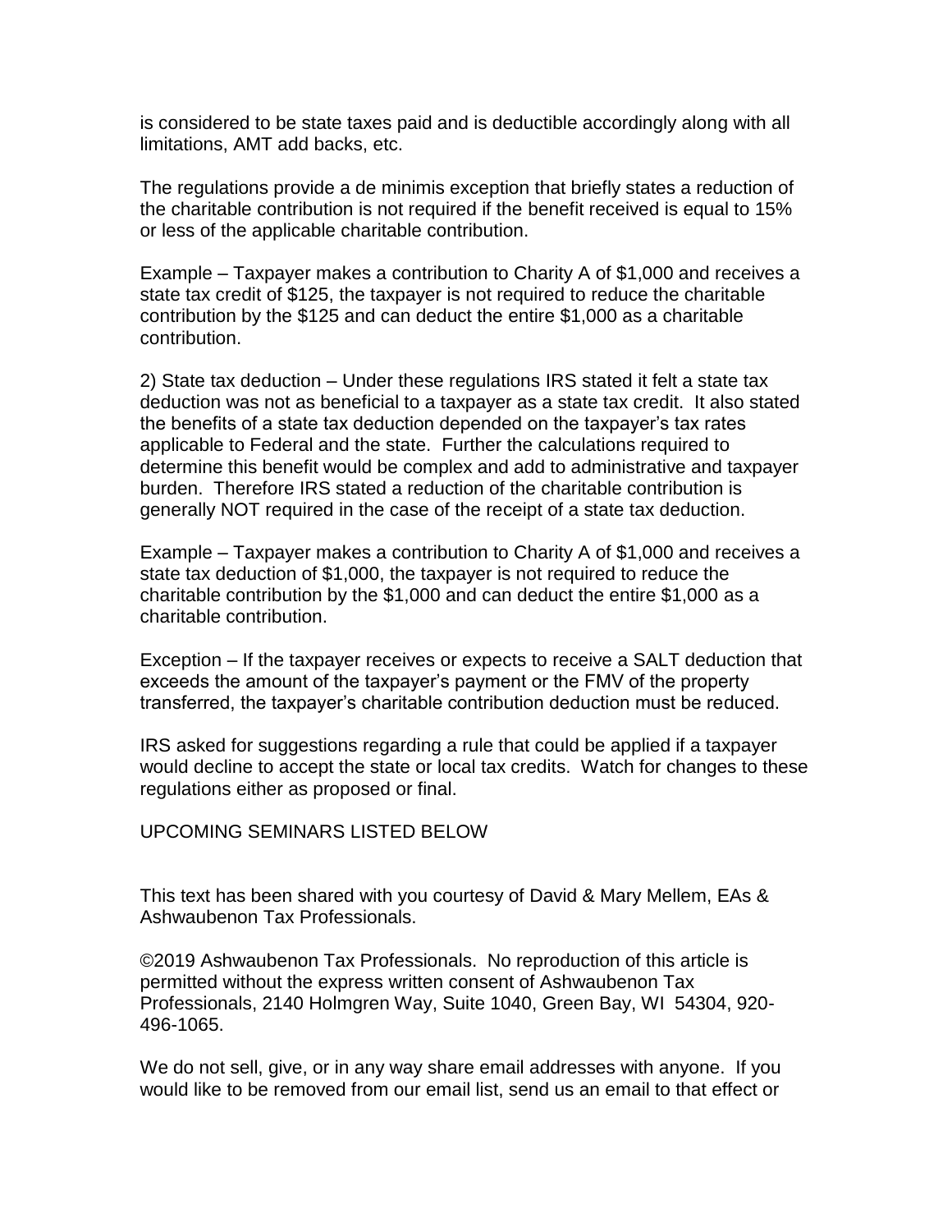is considered to be state taxes paid and is deductible accordingly along with all limitations, AMT add backs, etc.

The regulations provide a de minimis exception that briefly states a reduction of the charitable contribution is not required if the benefit received is equal to 15% or less of the applicable charitable contribution.

Example – Taxpayer makes a contribution to Charity A of $1,000 and receives a state tax credit of $125, the taxpayer is not required to reduce the charitable contribution by the $125 and can deduct the entire $1,000 as a charitable contribution.

2) State tax deduction – Under these regulations IRS stated it felt a state tax deduction was not as beneficial to a taxpayer as a state tax credit. It also stated the benefits of a state tax deduction depended on the taxpayer's tax rates applicable to Federal and the state. Further the calculations required to determine this benefit would be complex and add to administrative and taxpayer burden. Therefore IRS stated a reduction of the charitable contribution is generally NOT required in the case of the receipt of a state tax deduction.

Example – Taxpayer makes a contribution to Charity A of $1,000 and receives a state tax deduction of $1,000, the taxpayer is not required to reduce the charitable contribution by the $1,000 and can deduct the entire $1,000 as a charitable contribution.

Exception – If the taxpayer receives or expects to receive a SALT deduction that exceeds the amount of the taxpayer's payment or the FMV of the property transferred, the taxpayer's charitable contribution deduction must be reduced.

IRS asked for suggestions regarding a rule that could be applied if a taxpayer would decline to accept the state or local tax credits. Watch for changes to these regulations either as proposed or final.

UPCOMING SEMINARS LISTED BELOW

This text has been shared with you courtesy of David & Mary Mellem, EAs & Ashwaubenon Tax Professionals.

©2019 Ashwaubenon Tax Professionals. No reproduction of this article is permitted without the express written consent of Ashwaubenon Tax Professionals, 2140 Holmgren Way, Suite 1040, Green Bay, WI 54304, 920-496-1065.

We do not sell, give, or in any way share email addresses with anyone. If you would like to be removed from our email list, send us an email to that effect or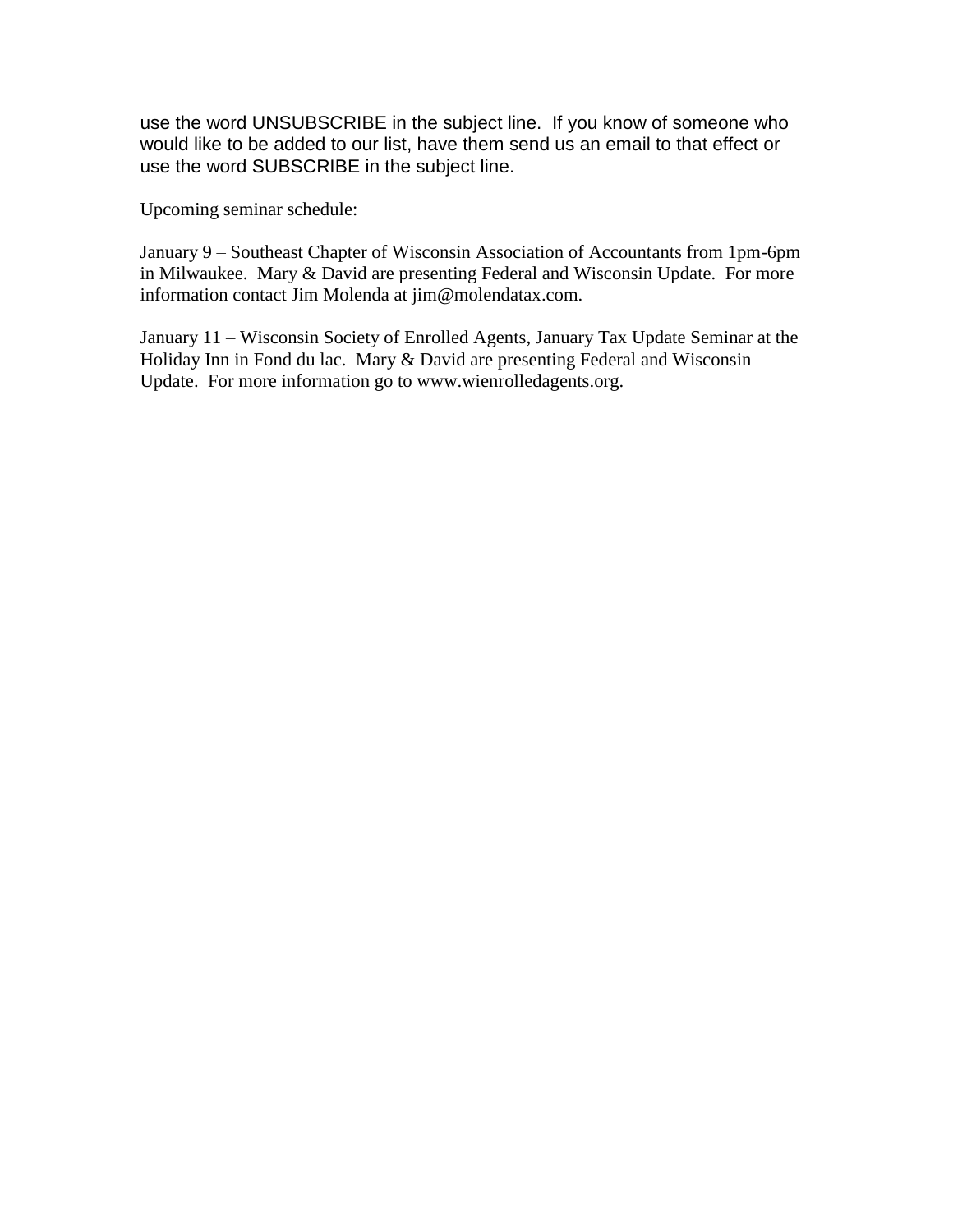use the word UNSUBSCRIBE in the subject line. If you know of someone who would like to be added to our list, have them send us an email to that effect or use the word SUBSCRIBE in the subject line.

Upcoming seminar schedule:

January 9 – Southeast Chapter of Wisconsin Association of Accountants from 1pm-6pm in Milwaukee. Mary & David are presenting Federal and Wisconsin Update. For more information contact Jim Molenda at jim@molendatax.com.

January 11 – Wisconsin Society of Enrolled Agents, January Tax Update Seminar at the Holiday Inn in Fond du lac. Mary & David are presenting Federal and Wisconsin Update. For more information go to www.wienrolledagents.org.